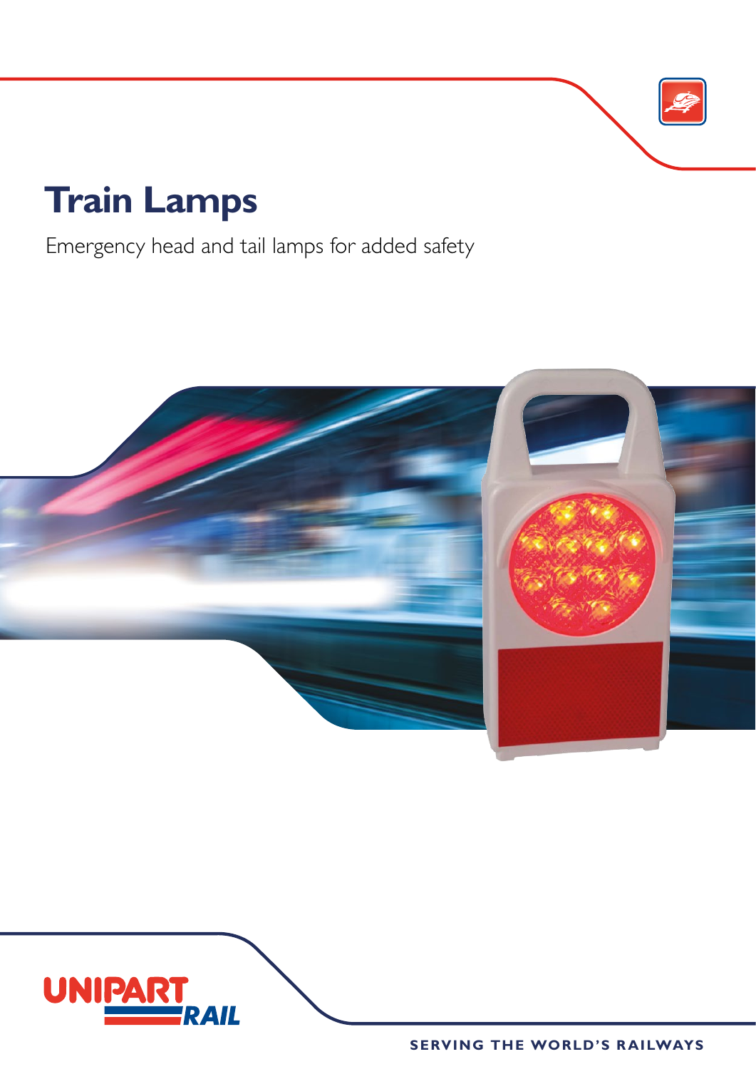# Train Lamps

Emergency head and tail lamps for added safety

UNIPART RAIL

SERVING THE WORLD'S RAILWAYS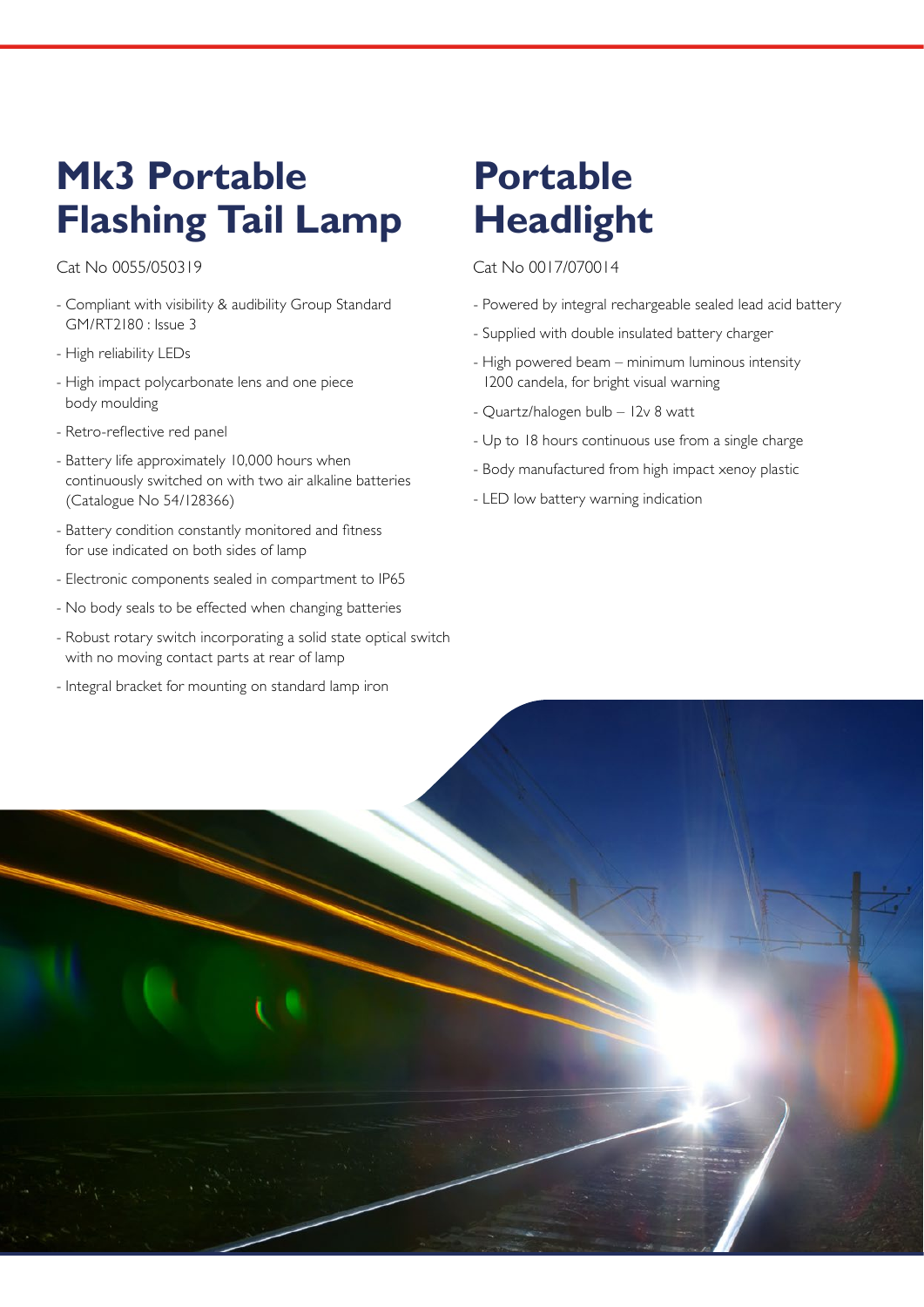# Mk3 Portable Flashing Tail Lamp

Cat No 0055/050319

- Compliant with visibility & audibility Group Standard GM/RT2180 : Issue 3
- High reliability LEDs
- High impact polycarbonate lens and one piece body moulding
- Retro-reflective red panel
- Battery life approximately 10,000 hours when continuously switched on with two air alkaline batteries (Catalogue No 54/128366)
- Battery condition constantly monitored and fitness for use indicated on both sides of lamp
- Electronic components sealed in compartment to IP65
- No body seals to be effected when changing batteries
- Robust rotary switch incorporating a solid state optical switch with no moving contact parts at rear of lamp
- Integral bracket for mounting on standard lamp iron

# Portable Headlight

Cat No 0017/070014

- Powered by integral rechargeable sealed lead acid battery
- Supplied with double insulated battery charger
- High powered beam – minimum luminous intensity 1200 candela, for bright visual warning
- Quartz/halogen bulb – 12v 8 watt
- Up to 18 hours continuous use from a single charge
- Body manufactured from high impact xenoy plastic
- LED low battery warning indication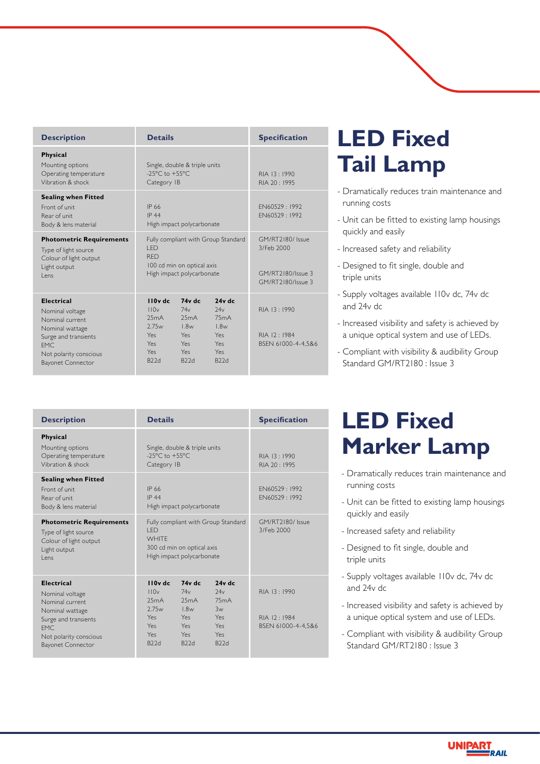# LED Fixed Tail Lamp

- Dramatically reduces train maintenance and running costs
- Unit can be fitted to existing lamp housings quickly and easily
- Increased safety and reliability
- Designed to fit single, double and triple units
- Supply voltages available 110v dc, 74v dc and 24v dc
- Increased visibility and safety is achieved by a unique optical system and use of LEDs.
- Compliant with visibility & audibility Group Standard GM/RT2180 : Issue 3

| Description | Details | | | Specification |
|---|---|---|---|---|
| **Physical** | | | | |
| Mounting options | Single, double & triple units | | | |
| Operating temperature | -25°C to +55°C | | | RIA 13 : 1990 |
| Vibration & shock | Category IB | | | RIA 20 : 1995 |
| **Sealing when Fitted** | | | | |
| Front of unit | IP 66 | | | EN60529 : 1992 |
| Rear of unit | IP 44 | | | EN60529 : 1992 |
| Body & lens material | High impact polycarbonate | | | |
| **Photometric Requirements** | Fully compliant with Group Standard | | | GM/RT2180/ Issue 3/Feb 2000 |
| Type of light source | LED | | | |
| Colour of light output | RED | | | |
| Light output | 100 cd min on optical axis | | | GM/RT2180/Issue 3 |
| Lens | High impact polycarbonate | | | GM/RT2180/Issue 3 |
| **Electrical** | **110v dc** | **74v dc** | **24v dc** | |
| Nominal voltage | 110v | 74v | 24v | RIA 13 : 1990 |
| Nominal current | 25mA | 25mA | 75mA | |
| Nominal wattage | 2.75w | 1.8w | 1.8w | |
| Surge and transients | Yes | Yes | Yes | RIA 12 : 1984 |
| EMC | Yes | Yes | Yes | BSEN 61000-4-4,5&6 |
| Not polarity conscious | Yes | Yes | Yes | |
| Bayonet Connector | B22d | B22d | B22d | |

# LED Fixed Marker Lamp

- Dramatically reduces train maintenance and running costs
- Unit can be fitted to existing lamp housings quickly and easily
- Increased safety and reliability
- Designed to fit single, double and triple units
- Supply voltages available 110v dc, 74v dc and 24v dc
- Increased visibility and safety is achieved by a unique optical system and use of LEDs.
- Compliant with visibility & audibility Group Standard GM/RT2180 : Issue 3

| Description | Details | | | Specification |
|---|---|---|---|---|
| **Physical** | | | | |
| Mounting options | Single, double & triple units | | | |
| Operating temperature | -25°C to +55°C | | | RIA 13 : 1990 |
| Vibration & shock | Category IB | | | RIA 20 : 1995 |
| **Sealing when Fitted** | | | | |
| Front of unit | IP 66 | | | EN60529 : 1992 |
| Rear of unit | IP 44 | | | EN60529 : 1992 |
| Body & lens material | High impact polycarbonate | | | |
| **Photometric Requirements** | Fully compliant with Group Standard | | | GM/RT2180/ Issue 3/Feb 2000 |
| Type of light source | LED | | | |
| Colour of light output | WHITE | | | |
| Light output | 300 cd min on optical axis | | | |
| Lens | High impact polycarbonate | | | |
| **Electrical** | **110v dc** | **74v dc** | **24v dc** | |
| Nominal voltage | 110v | 74v | 24v | RIA 13 : 1990 |
| Nominal current | 25mA | 25mA | 75mA | |
| Nominal wattage | 2.75w | 1.8w | 3w | |
| Surge and transients | Yes | Yes | Yes | RIA 12 : 1984 |
| EMC | Yes | Yes | Yes | BSEN 61000-4-4,5&6 |
| Not polarity conscious | Yes | Yes | Yes | |
| Bayonet Connector | B22d | B22d | B22d | |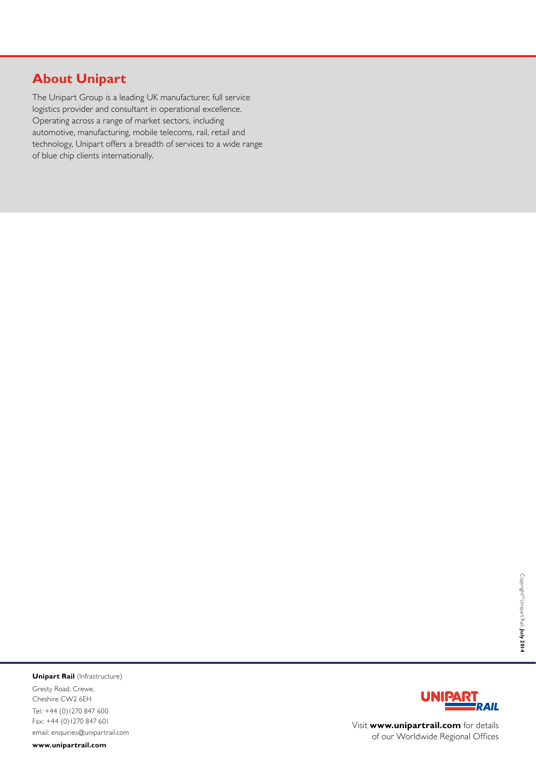## About Unipart

The Unipart Group is a leading UK manufacturer, full service logistics provider and consultant in operational excellence. Operating across a range of market sectors, including automotive, manufacturing, mobile telecoms, rail, retail and technology, Unipart offers a breadth of services to a wide range of blue chip clients internationally.

Copyright© Unipart Rail **July 2014**

**Unipart Rail** (Infrastructure)

Gresty Road, Crewe,
Cheshire CW2 6EH

Tel: +44 (0)1270 847 600
Fax: +44 (0)1270 847 601
email: enquiries@unipartrail.com

**www.unipartrail.com**

UNIPART RAIL

Visit **www.unipartrail.com** for details of our Worldwide Regional Offices